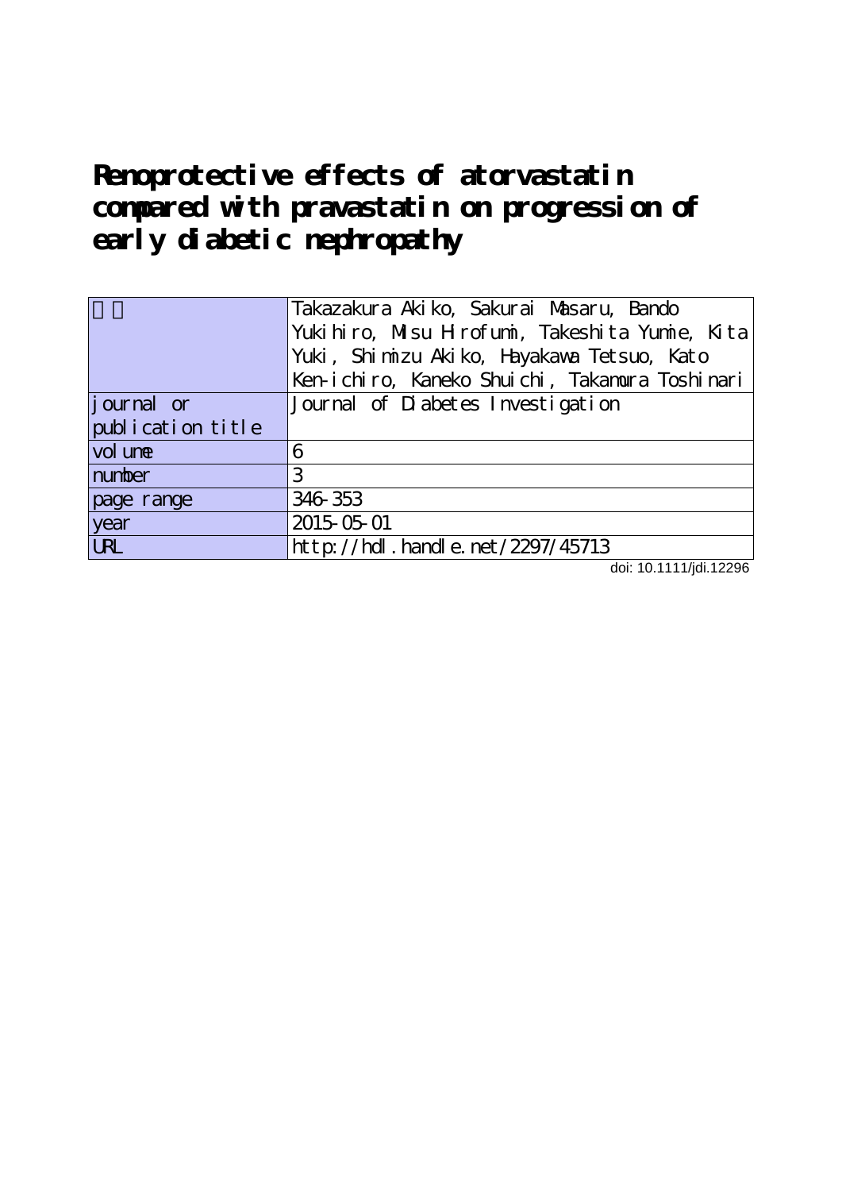# Renoprotective effects of atorvastatin compared with pravastatin on progression of early diabetic nephropathy

| 著者 | Takazakura Akiko, Sakurai Masaru, Bando Yukihiro, Misu Hirofumi, Takeshita Yumie, Kita Yuki, Shimizu Akiko, Hayakawa Tetsuo, Kato Ken-ichiro, Kaneko Shuichi, Takamura Toshinari |
|---|---|
| journal or publication title | Journal of Diabetes Investigation |
| volume | 6 |
| number | 3 |
| page range | 346-353 |
| year | 2015-05-01 |
| URL | http://hdl.handle.net/2297/45713 |

doi: 10.1111/jdi.12296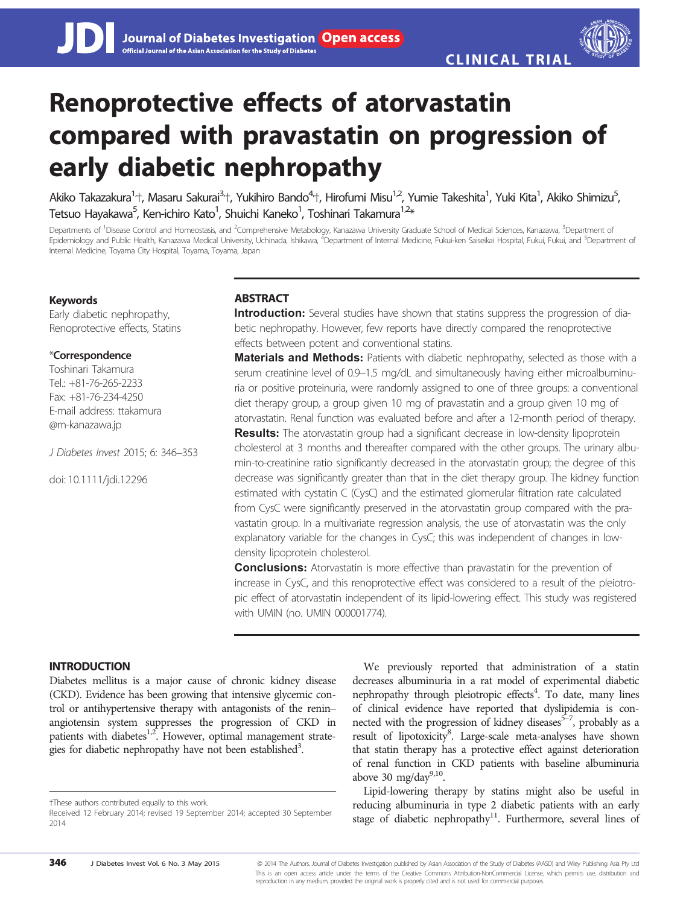# Renoprotective effects of atorvastatin compared with pravastatin on progression of early diabetic nephropathy

Akiko Takazakura[1]†, Masaru Sakurai[3]†, Yukihiro Bando[4]†, Hirofumi Misu[1,2], Yumie Takeshita[1], Yuki Kita[1], Akiko Shimizu[5], Tetsuo Hayakawa[5], Ken-ichiro Kato[1], Shuichi Kaneko[1], Toshinari Takamura[1,2]*

Departments of [1]Disease Control and Homeostasis, and [2]Comprehensive Metabolism, Kanazawa University Graduate School of Medical Sciences, Kanazawa, [3]Department of Epidemiology and Public Health, Kanazawa Medical University, Uchinada, Ishikawa, [4]Department of Internal Medicine, Fukui-ken Saiseikai Hospital, Fukui, Fukui, and [5]Department of Internal Medicine, Toyama City Hospital, Toyama, Toyama, Japan

**Keywords**

Early diabetic nephropathy, Renoprotective effects, Statins

***Correspondence**

Toshinari Takamura
Tel.: +81-76-265-2233
Fax: +81-76-234-4250
E-mail address: ttakamura@m-kanazawa.jp

*J Diabetes Invest* 2015; 6: 346–353

doi: 10.1111/jdi.12296

## ABSTRACT

**Introduction:** Several studies have shown that statins suppress the progression of diabetic nephropathy. However, few reports have directly compared the renoprotective effects between potent and conventional statins.

**Materials and Methods:** Patients with diabetic nephropathy, selected as those with a serum creatinine level of 0.9–1.5 mg/dL and simultaneously having either microalbuminuria or positive proteinuria, were randomly assigned to one of three groups: a conventional diet therapy group, a group given 10 mg of pravastatin and a group given 10 mg of atorvastatin. Renal function was evaluated before and after a 12-month period of therapy.

**Results:** The atorvastatin group had a significant decrease in low-density lipoprotein cholesterol at 3 months and thereafter compared with the other groups. The urinary albumin-to-creatinine ratio significantly decreased in the atorvastatin group; the degree of this decrease was significantly greater than that in the diet therapy group. The kidney function estimated with cystatin C (CysC) and the estimated glomerular filtration rate calculated from CysC were significantly preserved in the atorvastatin group compared with the pravastatin group. In a multivariate regression analysis, the use of atorvastatin was the only explanatory variable for the changes in CysC; this was independent of changes in low-density lipoprotein cholesterol.

**Conclusions:** Atorvastatin is more effective than pravastatin for the prevention of increase in CysC, and this renoprotective effect was considered to a result of the pleiotropic effect of atorvastatin independent of its lipid-lowering effect. This study was registered with UMIN (no. UMIN 000001774).

## INTRODUCTION

Diabetes mellitus is a major cause of chronic kidney disease (CKD). Evidence has been growing that intensive glycemic control or antihypertensive therapy with antagonists of the renin–angiotensin system suppresses the progression of CKD in patients with diabetes[1,2]. However, optimal management strategies for diabetic nephropathy have not been established[3].

We previously reported that administration of a statin decreases albuminuria in a rat model of experimental diabetic nephropathy through pleiotropic effects[4]. To date, many lines of clinical evidence have reported that dyslipidemia is connected with the progression of kidney diseases[5–7], probably as a result of lipotoxicity[8]. Large-scale meta-analyses have shown that statin therapy has a protective effect against deterioration of renal function in CKD patients with baseline albuminuria above 30 mg/day[9,10].

Lipid-lowering therapy by statins might also be useful in reducing albuminuria in type 2 diabetic patients with an early stage of diabetic nephropathy[11]. Furthermore, several lines of

†These authors contributed equally to this work.
Received 12 February 2014; revised 19 September 2014; accepted 30 September 2014

© 2014 The Authors. Journal of Diabetes Investigation published by Asian Association of the Study of Diabetes (AASD) and Wiley Publishing Asia Pty Ltd
This is an open access article under the terms of the Creative Commons Attribution-NonCommercial License, which permits use, distribution and reproduction in any medium, provided the original work is properly cited and is not used for commercial purposes.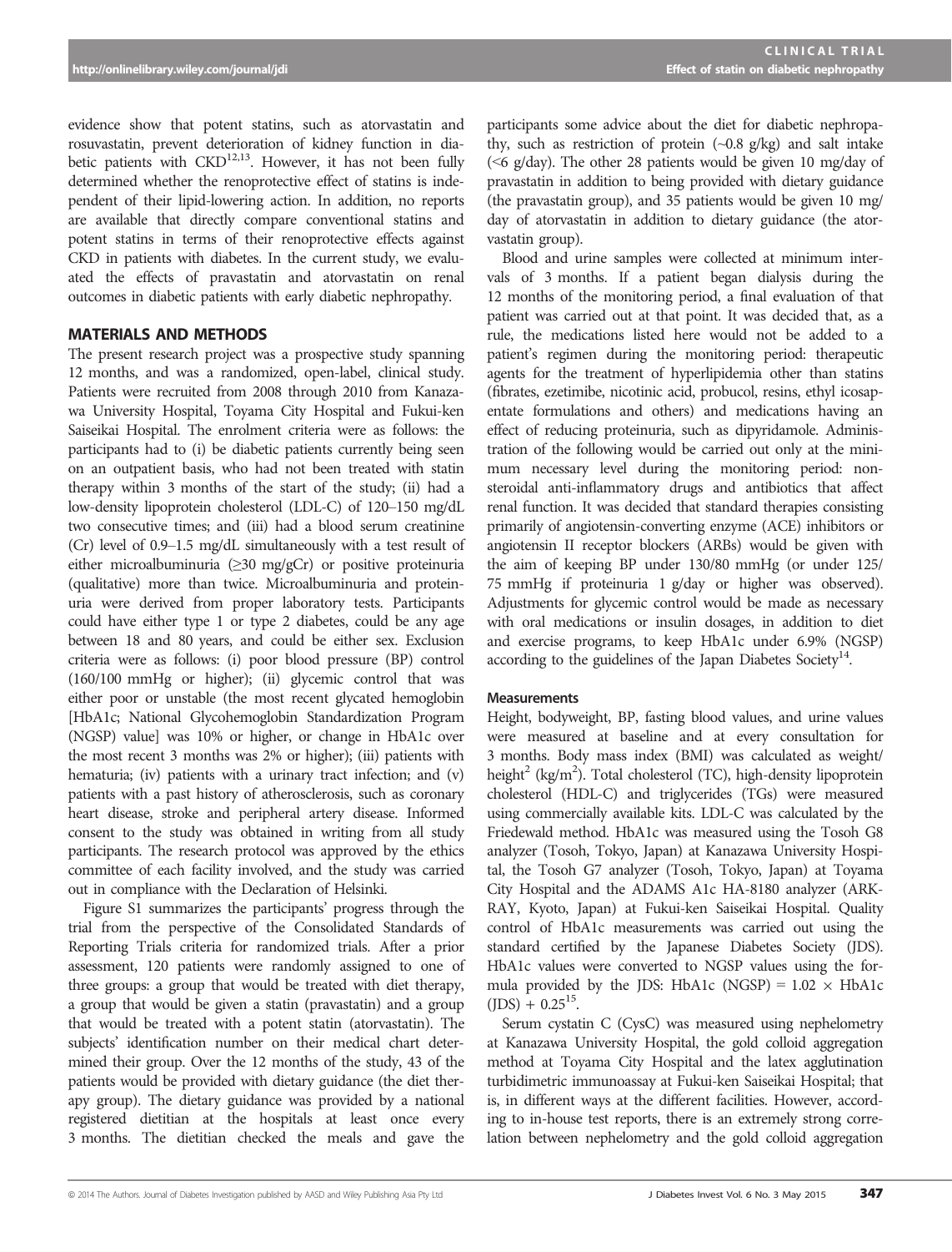evidence show that potent statins, such as atorvastatin and rosuvastatin, prevent deterioration of kidney function in diabetic patients with CKD[12,13]. However, it has not been fully determined whether the renoprotective effect of statins is independent of their lipid-lowering action. In addition, no reports are available that directly compare conventional statins and potent statins in terms of their renoprotective effects against CKD in patients with diabetes. In the current study, we evaluated the effects of pravastatin and atorvastatin on renal outcomes in diabetic patients with early diabetic nephropathy.

## MATERIALS AND METHODS

The present research project was a prospective study spanning 12 months, and was a randomized, open-label, clinical study. Patients were recruited from 2008 through 2010 from Kanazawa University Hospital, Toyama City Hospital and Fukui-ken Saiseikai Hospital. The enrolment criteria were as follows: the participants had to (i) be diabetic patients currently being seen on an outpatient basis, who had not been treated with statin therapy within 3 months of the start of the study; (ii) had a low-density lipoprotein cholesterol (LDL-C) of 120–150 mg/dL two consecutive times; and (iii) had a blood serum creatinine (Cr) level of 0.9–1.5 mg/dL simultaneously with a test result of either microalbuminuria (≥30 mg/gCr) or positive proteinuria (qualitative) more than twice. Microalbuminuria and proteinuria were derived from proper laboratory tests. Participants could have either type 1 or type 2 diabetes, could be any age between 18 and 80 years, and could be either sex. Exclusion criteria were as follows: (i) poor blood pressure (BP) control (160/100 mmHg or higher); (ii) glycemic control that was either poor or unstable (the most recent glycated hemoglobin [HbA1c; National Glycohemoglobin Standardization Program (NGSP) value] was 10% or higher, or change in HbA1c over the most recent 3 months was 2% or higher); (iii) patients with hematuria; (iv) patients with a urinary tract infection; and (v) patients with a past history of atherosclerosis, such as coronary heart disease, stroke and peripheral artery disease. Informed consent to the study was obtained in writing from all study participants. The research protocol was approved by the ethics committee of each facility involved, and the study was carried out in compliance with the Declaration of Helsinki.

Figure S1 summarizes the participants' progress through the trial from the perspective of the Consolidated Standards of Reporting Trials criteria for randomized trials. After a prior assessment, 120 patients were randomly assigned to one of three groups: a group that would be treated with diet therapy, a group that would be given a statin (pravastatin) and a group that would be treated with a potent statin (atorvastatin). The subjects' identification number on their medical chart determined their group. Over the 12 months of the study, 43 of the patients would be provided with dietary guidance (the diet therapy group). The dietary guidance was provided by a national registered dietitian at the hospitals at least once every 3 months. The dietitian checked the meals and gave the participants some advice about the diet for diabetic nephropathy, such as restriction of protein (~0.8 g/kg) and salt intake (<6 g/day). The other 28 patients would be given 10 mg/day of pravastatin in addition to being provided with dietary guidance (the pravastatin group), and 35 patients would be given 10 mg/day of atorvastatin in addition to dietary guidance (the atorvastatin group).

Blood and urine samples were collected at minimum intervals of 3 months. If a patient began dialysis during the 12 months of the monitoring period, a final evaluation of that patient was carried out at that point. It was decided that, as a rule, the medications listed here would not be added to a patient's regimen during the monitoring period: therapeutic agents for the treatment of hyperlipidemia other than statins (fibrates, ezetimibe, nicotinic acid, probucol, resins, ethyl icosapentate formulations and others) and medications having an effect of reducing proteinuria, such as dipyridamole. Administration of the following would be carried out only at the minimum necessary level during the monitoring period: nonsteroidal anti-inflammatory drugs and antibiotics that affect renal function. It was decided that standard therapies consisting primarily of angiotensin-converting enzyme (ACE) inhibitors or angiotensin II receptor blockers (ARBs) would be given with the aim of keeping BP under 130/80 mmHg (or under 125/75 mmHg if proteinuria 1 g/day or higher was observed). Adjustments for glycemic control would be made as necessary with oral medications or insulin dosages, in addition to diet and exercise programs, to keep HbA1c under 6.9% (NGSP) according to the guidelines of the Japan Diabetes Society[14].

### Measurements

Height, bodyweight, BP, fasting blood values, and urine values were measured at baseline and at every consultation for 3 months. Body mass index (BMI) was calculated as weight/height$^2$ (kg/m$^2$). Total cholesterol (TC), high-density lipoprotein cholesterol (HDL-C) and triglycerides (TGs) were measured using commercially available kits. LDL-C was calculated by the Friedewald method. HbA1c was measured using the Tosoh G8 analyzer (Tosoh, Tokyo, Japan) at Kanazawa University Hospital, the Tosoh G7 analyzer (Tosoh, Tokyo, Japan) at Toyama City Hospital and the ADAMS A1c HA-8180 analyzer (ARKRAY, Kyoto, Japan) at Fukui-ken Saiseikai Hospital. Quality control of HbA1c measurements was carried out using the standard certified by the Japanese Diabetes Society (JDS). HbA1c values were converted to NGSP values using the formula provided by the JDS: HbA1c (NGSP) = 1.02 × HbA1c (JDS) + 0.25[15].

Serum cystatin C (CysC) was measured using nephelometry at Kanazawa University Hospital, the gold colloid aggregation method at Toyama City Hospital and the latex agglutination turbidimetric immunoassay at Fukui-ken Saiseikai Hospital; that is, in different ways at the different facilities. However, according to in-house test reports, there is an extremely strong correlation between nephelometry and the gold colloid aggregation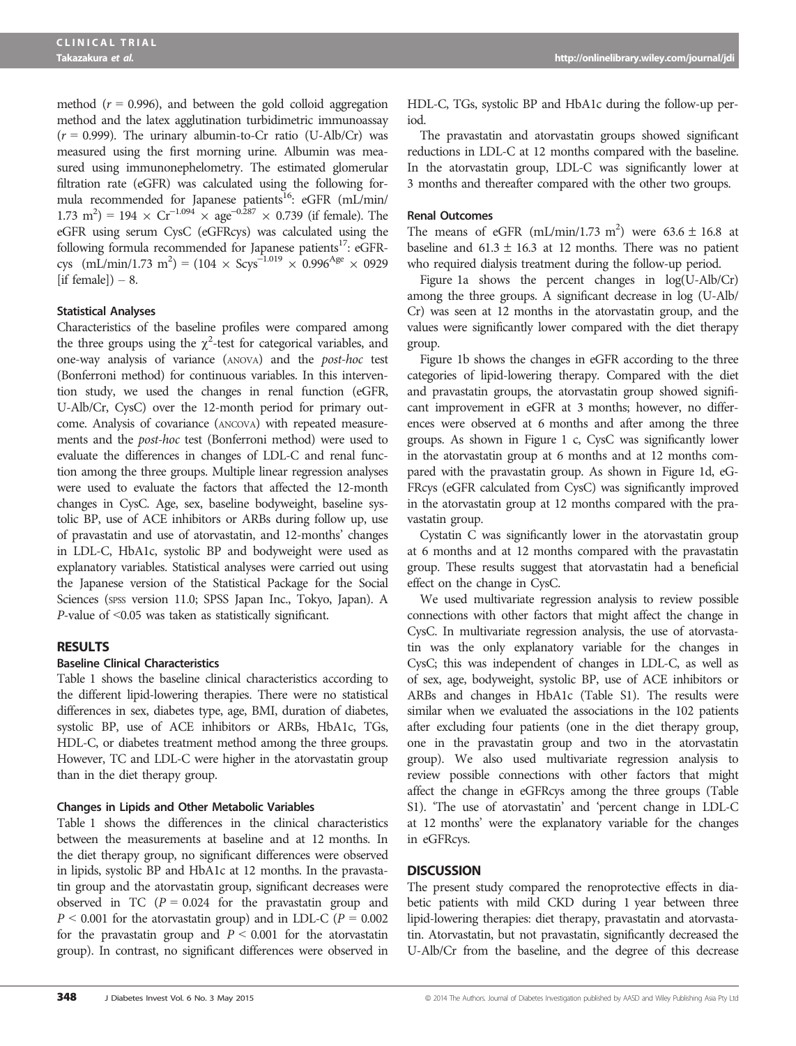method ($r = 0.996$), and between the gold colloid aggregation method and the latex agglutination turbidimetric immunoassay ($r = 0.999$). The urinary albumin-to-Cr ratio (U-Alb/Cr) was measured using the first morning urine. Albumin was measured using immunonephelometry. The estimated glomerular filtration rate (eGFR) was calculated using the following formula recommended for Japanese patients[16]: eGFR (mL/min/1.73 m$^2$) = 194 × Cr$^{-1.094}$ × age$^{-0.287}$ × 0.739 (if female). The eGFR using serum CysC (eGFRcys) was calculated using the following formula recommended for Japanese patients[17]: eGFRcys (mL/min/1.73 m$^2$) = (104 × Scys$^{-1.019}$ × 0.996$^{\text{Age}}$ × 0929 [if female]) – 8.

### Statistical Analyses

Characteristics of the baseline profiles were compared among the three groups using the $\chi^2$-test for categorical variables, and one-way analysis of variance (ANOVA) and the *post-hoc* test (Bonferroni method) for continuous variables. In this intervention study, we used the changes in renal function (eGFR, U-Alb/Cr, CysC) over the 12-month period for primary outcome. Analysis of covariance (ANCOVA) with repeated measurements and the *post-hoc* test (Bonferroni method) were used to evaluate the differences in changes of LDL-C and renal function among the three groups. Multiple linear regression analyses were used to evaluate the factors that affected the 12-month changes in CysC. Age, sex, baseline bodyweight, baseline systolic BP, use of ACE inhibitors or ARBs during follow up, use of pravastatin and use of atorvastatin, and 12-months' changes in LDL-C, HbA1c, systolic BP and bodyweight were used as explanatory variables. Statistical analyses were carried out using the Japanese version of the Statistical Package for the Social Sciences (SPSS version 11.0; SPSS Japan Inc., Tokyo, Japan). A *P*-value of <0.05 was taken as statistically significant.

## RESULTS

### Baseline Clinical Characteristics

Table 1 shows the baseline clinical characteristics according to the different lipid-lowering therapies. There were no statistical differences in sex, diabetes type, age, BMI, duration of diabetes, systolic BP, use of ACE inhibitors or ARBs, HbA1c, TGs, HDL-C, or diabetes treatment method among the three groups. However, TC and LDL-C were higher in the atorvastatin group than in the diet therapy group.

### Changes in Lipids and Other Metabolic Variables

Table 1 shows the differences in the clinical characteristics between the measurements at baseline and at 12 months. In the diet therapy group, no significant differences were observed in lipids, systolic BP and HbA1c at 12 months. In the pravastatin group and the atorvastatin group, significant decreases were observed in TC ($P = 0.024$ for the pravastatin group and $P < 0.001$ for the atorvastatin group) and in LDL-C ($P = 0.002$ for the pravastatin group and $P < 0.001$ for the atorvastatin group). In contrast, no significant differences were observed in HDL-C, TGs, systolic BP and HbA1c during the follow-up period.

The pravastatin and atorvastatin groups showed significant reductions in LDL-C at 12 months compared with the baseline. In the atorvastatin group, LDL-C was significantly lower at 3 months and thereafter compared with the other two groups.

### Renal Outcomes

The means of eGFR (mL/min/1.73 m$^2$) were 63.6 ± 16.8 at baseline and 61.3 ± 16.3 at 12 months. There was no patient who required dialysis treatment during the follow-up period.

Figure 1a shows the percent changes in log(U-Alb/Cr) among the three groups. A significant decrease in log (U-Alb/Cr) was seen at 12 months in the atorvastatin group, and the values were significantly lower compared with the diet therapy group.

Figure 1b shows the changes in eGFR according to the three categories of lipid-lowering therapy. Compared with the diet and pravastatin groups, the atorvastatin group showed significant improvement in eGFR at 3 months; however, no differences were observed at 6 months and after among the three groups. As shown in Figure 1 c, CysC was significantly lower in the atorvastatin group at 6 months and at 12 months compared with the pravastatin group. As shown in Figure 1d, eGFRcys (eGFR calculated from CysC) was significantly improved in the atorvastatin group at 12 months compared with the pravastatin group.

Cystatin C was significantly lower in the atorvastatin group at 6 months and at 12 months compared with the pravastatin group. These results suggest that atorvastatin had a beneficial effect on the change in CysC.

We used multivariate regression analysis to review possible connections with other factors that might affect the change in CysC. In multivariate regression analysis, the use of atorvastatin was the only explanatory variable for the changes in CysC; this was independent of changes in LDL-C, as well as of sex, age, bodyweight, systolic BP, use of ACE inhibitors or ARBs and changes in HbA1c (Table S1). The results were similar when we evaluated the associations in the 102 patients after excluding four patients (one in the diet therapy group, one in the pravastatin group and two in the atorvastatin group). We also used multivariate regression analysis to review possible connections with other factors that might affect the change in eGFRcys among the three groups (Table S1). 'The use of atorvastatin' and 'percent change in LDL-C at 12 months' were the explanatory variable for the changes in eGFRcys.

## DISCUSSION

The present study compared the renoprotective effects in diabetic patients with mild CKD during 1 year between three lipid-lowering therapies: diet therapy, pravastatin and atorvastatin. Atorvastatin, but not pravastatin, significantly decreased the U-Alb/Cr from the baseline, and the degree of this decrease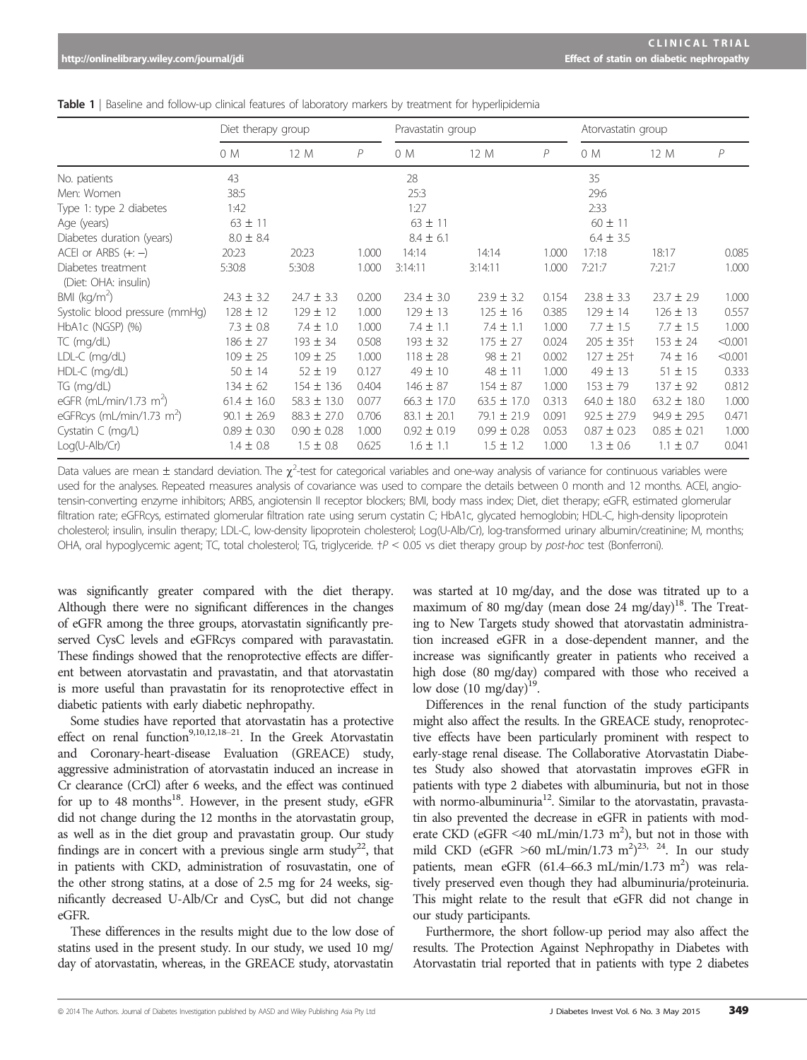**Table 1** | Baseline and follow-up clinical features of laboratory markers by treatment for hyperlipidemia

| | Diet therapy group | | | Pravastatin group | | | Atorvastatin group | | |
|---|---|---|---|---|---|---|---|---|---|
| | 0 M | 12 M | *P* | 0 M | 12 M | *P* | 0 M | 12 M | *P* |
| No. patients | 43 | | | 28 | | | 35 | | |
| Men: Women | 38:5 | | | 25:3 | | | 29:6 | | |
| Type 1: type 2 diabetes | 1:42 | | | 1:27 | | | 2:33 | | |
| Age (years) | 63 ± 11 | | | 63 ± 11 | | | 60 ± 11 | | |
| Diabetes duration (years) | 8.0 ± 8.4 | | | 8.4 ± 6.1 | | | 6.4 ± 3.5 | | |
| ACEI or ARBS (+: −) | 20:23 | 20:23 | 1.000 | 14:14 | 14:14 | 1.000 | 17:18 | 18:17 | 0.085 |
| Diabetes treatment (Diet: OHA: insulin) | 5:30:8 | 5:30:8 | 1.000 | 3:14:11 | 3:14:11 | 1.000 | 7:21:7 | 7:21:7 | 1.000 |
| BMI (kg/m$^2$) | 24.3 ± 3.2 | 24.7 ± 3.3 | 0.200 | 23.4 ± 3.0 | 23.9 ± 3.2 | 0.154 | 23.8 ± 3.3 | 23.7 ± 2.9 | 1.000 |
| Systolic blood pressure (mmHg) | 128 ± 12 | 129 ± 12 | 1.000 | 129 ± 13 | 125 ± 16 | 0.385 | 129 ± 14 | 126 ± 13 | 0.557 |
| HbA1c (NGSP) (%) | 7.3 ± 0.8 | 7.4 ± 1.0 | 1.000 | 7.4 ± 1.1 | 7.4 ± 1.1 | 1.000 | 7.7 ± 1.5 | 7.7 ± 1.5 | 1.000 |
| TC (mg/dL) | 186 ± 27 | 193 ± 34 | 0.508 | 193 ± 32 | 175 ± 27 | 0.024 | 205 ± 35† | 153 ± 24 | <0.001 |
| LDL-C (mg/dL) | 109 ± 25 | 109 ± 25 | 1.000 | 118 ± 28 | 98 ± 21 | 0.002 | 127 ± 25† | 74 ± 16 | <0.001 |
| HDL-C (mg/dL) | 50 ± 14 | 52 ± 19 | 0.127 | 49 ± 10 | 48 ± 11 | 1.000 | 49 ± 13 | 51 ± 15 | 0.333 |
| TG (mg/dL) | 134 ± 62 | 154 ± 136 | 0.404 | 146 ± 87 | 154 ± 87 | 1.000 | 153 ± 79 | 137 ± 92 | 0.812 |
| eGFR (mL/min/1.73 m$^2$) | 61.4 ± 16.0 | 58.3 ± 13.0 | 0.077 | 66.3 ± 17.0 | 63.5 ± 17.0 | 0.313 | 64.0 ± 18.0 | 63.2 ± 18.0 | 1.000 |
| eGFRcys (mL/min/1.73 m$^2$) | 90.1 ± 26.9 | 88.3 ± 27.0 | 0.706 | 83.1 ± 20.1 | 79.1 ± 21.9 | 0.091 | 92.5 ± 27.9 | 94.9 ± 29.5 | 0.471 |
| Cystatin C (mg/L) | 0.89 ± 0.30 | 0.90 ± 0.28 | 1.000 | 0.92 ± 0.19 | 0.99 ± 0.28 | 0.053 | 0.87 ± 0.23 | 0.85 ± 0.21 | 1.000 |
| Log(U-Alb/Cr) | 1.4 ± 0.8 | 1.5 ± 0.8 | 0.625 | 1.6 ± 1.1 | 1.5 ± 1.2 | 1.000 | 1.3 ± 0.6 | 1.1 ± 0.7 | 0.041 |

Data values are mean ± standard deviation. The $\chi^2$-test for categorical variables and one-way analysis of variance for continuous variables were used for the analyses. Repeated measures analysis of covariance was used to compare the details between 0 month and 12 months. ACEI, angiotensin-converting enzyme inhibitors; ARBS, angiotensin II receptor blockers; BMI, body mass index; Diet, diet therapy; eGFR, estimated glomerular filtration rate; eGFRcys, estimated glomerular filtration rate using serum cystatin C; HbA1c, glycated hemoglobin; HDL-C, high-density lipoprotein cholesterol; insulin, insulin therapy; LDL-C, low-density lipoprotein cholesterol; Log(U-Alb/Cr), log-transformed urinary albumin/creatinine; M, months; OHA, oral hypoglycemic agent; TC, total cholesterol; TG, triglyceride. †$P$ < 0.05 vs diet therapy group by *post-hoc* test (Bonferroni).

was significantly greater compared with the diet therapy. Although there were no significant differences in the changes of eGFR among the three groups, atorvastatin significantly preserved CysC levels and eGFRcys compared with paravastatin. These findings showed that the renoprotective effects are different between atorvastatin and pravastatin, and that atorvastatin is more useful than pravastatin for its renoprotective effect in diabetic patients with early diabetic nephropathy.

Some studies have reported that atorvastatin has a protective effect on renal function[9,10,12,18–21]. In the Greek Atorvastatin and Coronary-heart-disease Evaluation (GREACE) study, aggressive administration of atorvastatin induced an increase in Cr clearance (CrCl) after 6 weeks, and the effect was continued for up to 48 months[18]. However, in the present study, eGFR did not change during the 12 months in the atorvastatin group, as well as in the diet group and pravastatin group. Our study findings are in concert with a previous single arm study[22], that in patients with CKD, administration of rosuvastatin, one of the other strong statins, at a dose of 2.5 mg for 24 weeks, significantly decreased U-Alb/Cr and CysC, but did not change eGFR.

These differences in the results might due to the low dose of statins used in the present study. In our study, we used 10 mg/day of atorvastatin, whereas, in the GREACE study, atorvastatin was started at 10 mg/day, and the dose was titrated up to a maximum of 80 mg/day (mean dose 24 mg/day)[18]. The Treating to New Targets study showed that atorvastatin administration increased eGFR in a dose-dependent manner, and the increase was significantly greater in patients who received a high dose (80 mg/day) compared with those who received a low dose (10 mg/day)[19].

Differences in the renal function of the study participants might also affect the results. In the GREACE study, renoprotective effects have been particularly prominent with respect to early-stage renal disease. The Collaborative Atorvastatin Diabetes Study also showed that atorvastatin improves eGFR in patients with type 2 diabetes with albuminuria, but not in those with normo-albuminuria[12]. Similar to the atorvastatin, pravastatin also prevented the decrease in eGFR in patients with moderate CKD (eGFR <40 mL/min/1.73 m$^2$), but not in those with mild CKD (eGFR >60 mL/min/1.73 m$^2$)[23, 24]. In our study patients, mean eGFR (61.4–66.3 mL/min/1.73 m$^2$) was relatively preserved even though they had albuminuria/proteinuria. This might relate to the result that eGFR did not change in our study participants.

Furthermore, the short follow-up period may also affect the results. The Protection Against Nephropathy in Diabetes with Atorvastatin trial reported that in patients with type 2 diabetes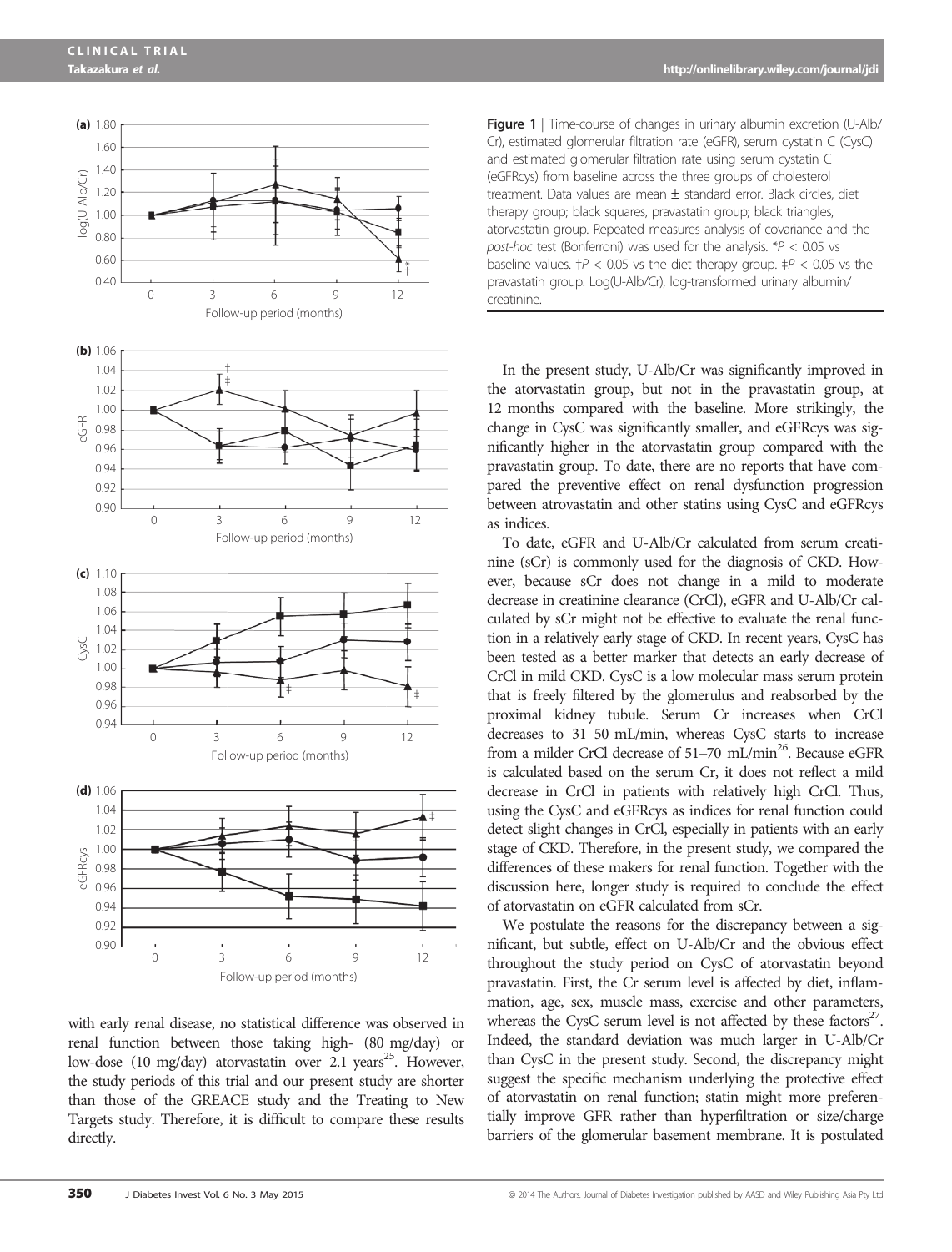**Figure 1** | Time-course of changes in urinary albumin excretion (U-Alb/Cr), estimated glomerular filtration rate (eGFR), serum cystatin C (CysC) and estimated glomerular filtration rate using serum cystatin C (eGFRcys) from baseline across the three groups of cholesterol treatment. Data values are mean ± standard error. Black circles, diet therapy group; black squares, pravastatin group; black triangles, atorvastatin group. Repeated measures analysis of covariance and the *post-hoc* test (Bonferroni) was used for the analysis. *$P < 0.05$ vs baseline values. †$P < 0.05$ vs the diet therapy group. ‡$P < 0.05$ vs the pravastatin group. Log(U-Alb/Cr), log-transformed urinary albumin/creatinine.

with early renal disease, no statistical difference was observed in renal function between those taking high- (80 mg/day) or low-dose (10 mg/day) atorvastatin over 2.1 years[25]. However, the study periods of this trial and our present study are shorter than those of the GREACE study and the Treating to New Targets study. Therefore, it is difficult to compare these results directly.

In the present study, U-Alb/Cr was significantly improved in the atorvastatin group, but not in the pravastatin group, at 12 months compared with the baseline. More strikingly, the change in CysC was significantly smaller, and eGFRcys was significantly higher in the atorvastatin group compared with the pravastatin group. To date, there are no reports that have compared the preventive effect on renal dysfunction progression between atrovastatin and other statins using CysC and eGFRcys as indices.

To date, eGFR and U-Alb/Cr calculated from serum creatinine (sCr) is commonly used for the diagnosis of CKD. However, because sCr does not change in a mild to moderate decrease in creatinine clearance (CrCl), eGFR and U-Alb/Cr calculated by sCr might not be effective to evaluate the renal function in a relatively early stage of CKD. In recent years, CysC has been tested as a better marker that detects an early decrease of CrCl in mild CKD. CysC is a low molecular mass serum protein that is freely filtered by the glomerulus and reabsorbed by the proximal kidney tubule. Serum Cr increases when CrCl decreases to 31–50 mL/min, whereas CysC starts to increase from a milder CrCl decrease of 51–70 mL/min[26]. Because eGFR is calculated based on the serum Cr, it does not reflect a mild decrease in CrCl in patients with relatively high CrCl. Thus, using the CysC and eGFRcys as indices for renal function could detect slight changes in CrCl, especially in patients with an early stage of CKD. Therefore, in the present study, we compared the differences of these makers for renal function. Together with the discussion here, longer study is required to conclude the effect of atorvastatin on eGFR calculated from sCr.

We postulate the reasons for the discrepancy between a significant, but subtle, effect on U-Alb/Cr and the obvious effect throughout the study period on CysC of atorvastatin beyond pravastatin. First, the Cr serum level is affected by diet, inflammation, age, sex, muscle mass, exercise and other parameters, whereas the CysC serum level is not affected by these factors[27]. Indeed, the standard deviation was much larger in U-Alb/Cr than CysC in the present study. Second, the discrepancy might suggest the specific mechanism underlying the protective effect of atorvastatin on renal function; statin might more preferentially improve GFR rather than hyperfiltration or size/charge barriers of the glomerular basement membrane. It is postulated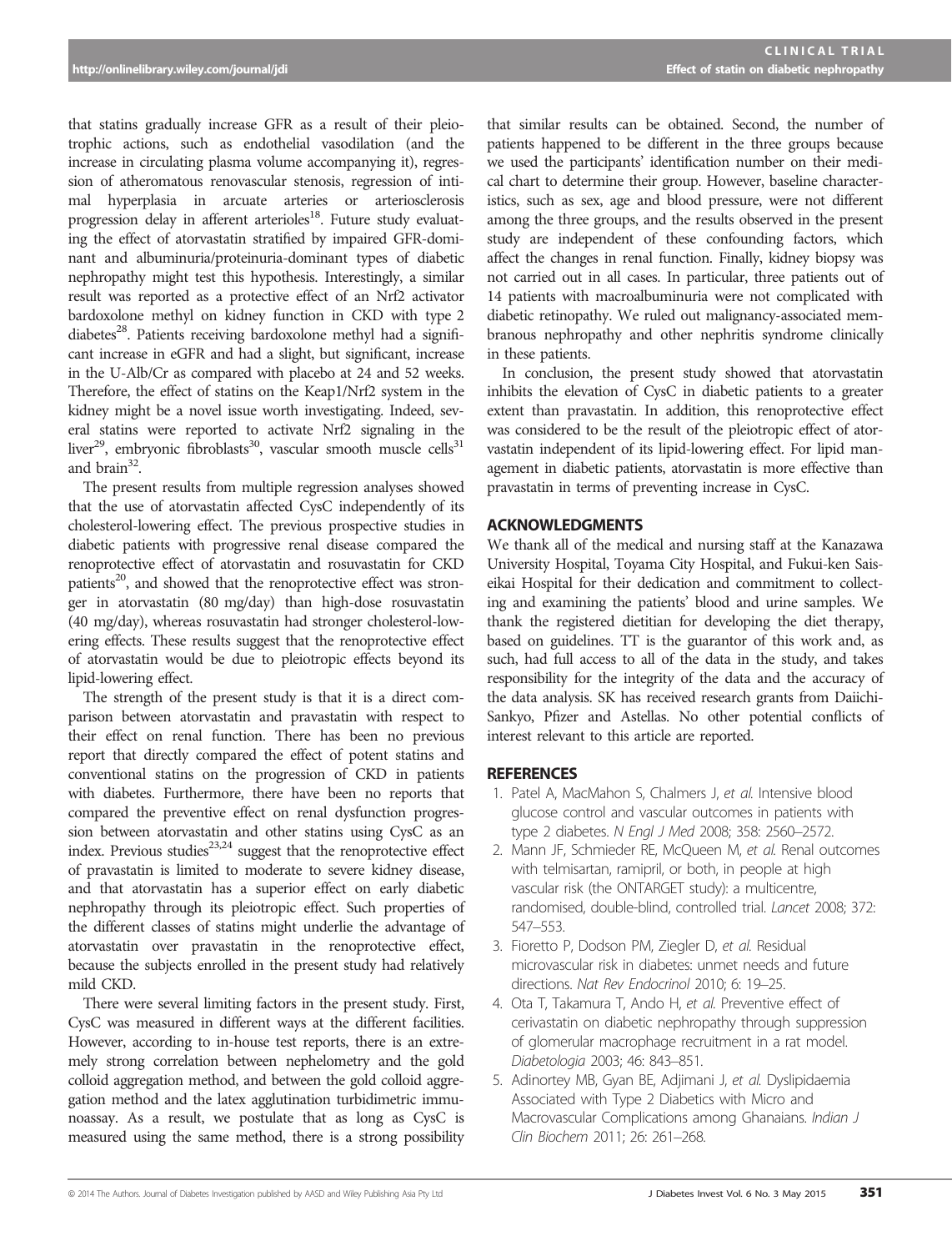that statins gradually increase GFR as a result of their pleiotrophic actions, such as endothelial vasodilation (and the increase in circulating plasma volume accompanying it), regression of atheromatous renovascular stenosis, regression of intimal hyperplasia in arcuate arteries or arteriosclerosis progression delay in afferent arterioles[18]. Future study evaluating the effect of atorvastatin stratified by impaired GFR-dominant and albuminuria/proteinuria-dominant types of diabetic nephropathy might test this hypothesis. Interestingly, a similar result was reported as a protective effect of an Nrf2 activator bardoxolone methyl on kidney function in CKD with type 2 diabetes[28]. Patients receiving bardoxolone methyl had a significant increase in eGFR and had a slight, but significant, increase in the U-Alb/Cr as compared with placebo at 24 and 52 weeks. Therefore, the effect of statins on the Keap1/Nrf2 system in the kidney might be a novel issue worth investigating. Indeed, several statins were reported to activate Nrf2 signaling in the liver[29], embryonic fibroblasts[30], vascular smooth muscle cells[31] and brain[32].

The present results from multiple regression analyses showed that the use of atorvastatin affected CysC independently of its cholesterol-lowering effect. The previous prospective studies in diabetic patients with progressive renal disease compared the renoprotective effect of atorvastatin and rosuvastatin for CKD patients[20], and showed that the renoprotective effect was stronger in atorvastatin (80 mg/day) than high-dose rosuvastatin (40 mg/day), whereas rosuvastatin had stronger cholesterol-lowering effects. These results suggest that the renoprotective effect of atorvastatin would be due to pleiotropic effects beyond its lipid-lowering effect.

The strength of the present study is that it is a direct comparison between atorvastatin and pravastatin with respect to their effect on renal function. There has been no previous report that directly compared the effect of potent statins and conventional statins on the progression of CKD in patients with diabetes. Furthermore, there have been no reports that compared the preventive effect on renal dysfunction progression between atorvastatin and other statins using CysC as an index. Previous studies[23,24] suggest that the renoprotective effect of pravastatin is limited to moderate to severe kidney disease, and that atorvastatin has a superior effect on early diabetic nephropathy through its pleiotropic effect. Such properties of the different classes of statins might underlie the advantage of atorvastatin over pravastatin in the renoprotective effect, because the subjects enrolled in the present study had relatively mild CKD.

There were several limiting factors in the present study. First, CysC was measured in different ways at the different facilities. However, according to in-house test reports, there is an extremely strong correlation between nephelometry and the gold colloid aggregation method, and between the gold colloid aggregation method and the latex agglutination turbidimetric immunoassay. As a result, we postulate that as long as CysC is measured using the same method, there is a strong possibility that similar results can be obtained. Second, the number of patients happened to be different in the three groups because we used the participants' identification number on their medical chart to determine their group. However, baseline characteristics, such as sex, age and blood pressure, were not different among the three groups, and the results observed in the present study are independent of these confounding factors, which affect the changes in renal function. Finally, kidney biopsy was not carried out in all cases. In particular, three patients out of 14 patients with macroalbuminuria were not complicated with diabetic retinopathy. We ruled out malignancy-associated membranous nephropathy and other nephritis syndrome clinically in these patients.

In conclusion, the present study showed that atorvastatin inhibits the elevation of CysC in diabetic patients to a greater extent than pravastatin. In addition, this renoprotective effect was considered to be the result of the pleiotropic effect of atorvastatin independent of its lipid-lowering effect. For lipid management in diabetic patients, atorvastatin is more effective than pravastatin in terms of preventing increase in CysC.

## ACKNOWLEDGMENTS

We thank all of the medical and nursing staff at the Kanazawa University Hospital, Toyama City Hospital, and Fukui-ken Saiseikai Hospital for their dedication and commitment to collecting and examining the patients' blood and urine samples. We thank the registered dietitian for developing the diet therapy, based on guidelines. TT is the guarantor of this work and, as such, had full access to all of the data in the study, and takes responsibility for the integrity of the data and the accuracy of the data analysis. SK has received research grants from Daiichi-Sankyo, Pfizer and Astellas. No other potential conflicts of interest relevant to this article are reported.

## REFERENCES

1. Patel A, MacMahon S, Chalmers J, *et al.* Intensive blood glucose control and vascular outcomes in patients with type 2 diabetes. *N Engl J Med* 2008; 358: 2560–2572.
2. Mann JF, Schmieder RE, McQueen M, *et al.* Renal outcomes with telmisartan, ramipril, or both, in people at high vascular risk (the ONTARGET study): a multicentre, randomised, double-blind, controlled trial. *Lancet* 2008; 372: 547–553.
3. Fioretto P, Dodson PM, Ziegler D, *et al.* Residual microvascular risk in diabetes: unmet needs and future directions. *Nat Rev Endocrinol* 2010; 6: 19–25.
4. Ota T, Takamura T, Ando H, *et al.* Preventive effect of cerivastatin on diabetic nephropathy through suppression of glomerular macrophage recruitment in a rat model. *Diabetologia* 2003; 46: 843–851.
5. Adinortey MB, Gyan BE, Adjimani J, *et al.* Dyslipidaemia Associated with Type 2 Diabetics with Micro and Macrovascular Complications among Ghanaians. *Indian J Clin Biochem* 2011; 26: 261–268.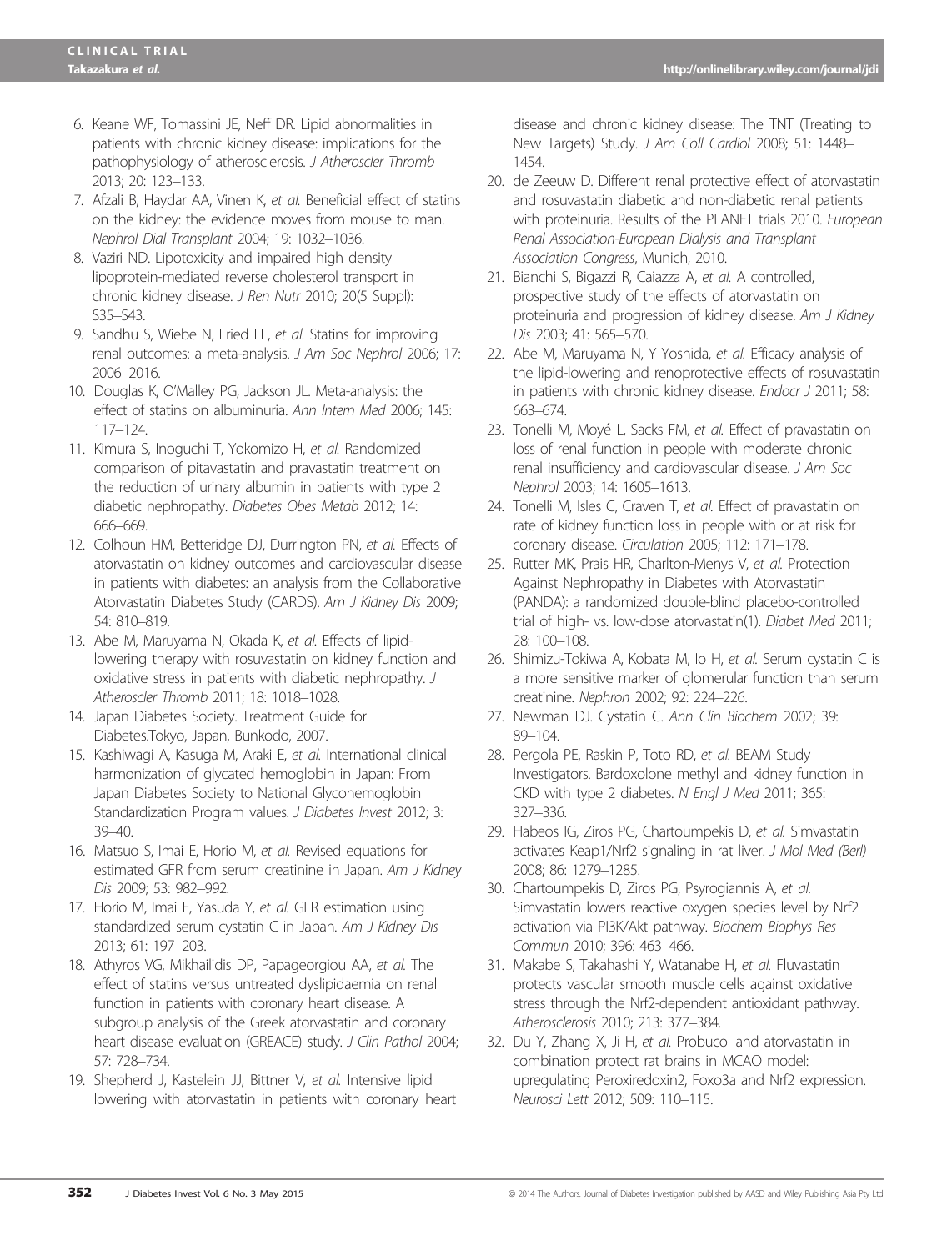6. Keane WF, Tomassini JE, Neff DR. Lipid abnormalities in patients with chronic kidney disease: implications for the pathophysiology of atherosclerosis. *J Atheroscler Thromb* 2013; 20: 123–133.
7. Afzali B, Haydar AA, Vinen K, *et al.* Beneficial effect of statins on the kidney: the evidence moves from mouse to man. *Nephrol Dial Transplant* 2004; 19: 1032–1036.
8. Vaziri ND. Lipotoxicity and impaired high density lipoprotein-mediated reverse cholesterol transport in chronic kidney disease. *J Ren Nutr* 2010; 20(5 Suppl): S35–S43.
9. Sandhu S, Wiebe N, Fried LF, *et al.* Statins for improving renal outcomes: a meta-analysis. *J Am Soc Nephrol* 2006; 17: 2006–2016.
10. Douglas K, O'Malley PG, Jackson JL. Meta-analysis: the effect of statins on albuminuria. *Ann Intern Med* 2006; 145: 117–124.
11. Kimura S, Inoguchi T, Yokomizo H, *et al.* Randomized comparison of pitavastatin and pravastatin treatment on the reduction of urinary albumin in patients with type 2 diabetic nephropathy. *Diabetes Obes Metab* 2012; 14: 666–669.
12. Colhoun HM, Betteridge DJ, Durrington PN, *et al.* Effects of atorvastatin on kidney outcomes and cardiovascular disease in patients with diabetes: an analysis from the Collaborative Atorvastatin Diabetes Study (CARDS). *Am J Kidney Dis* 2009; 54: 810–819.
13. Abe M, Maruyama N, Okada K, *et al.* Effects of lipid-lowering therapy with rosuvastatin on kidney function and oxidative stress in patients with diabetic nephropathy. *J Atheroscler Thromb* 2011; 18: 1018–1028.
14. Japan Diabetes Society. Treatment Guide for Diabetes.Tokyo, Japan, Bunkodo, 2007.
15. Kashiwagi A, Kasuga M, Araki E, *et al.* International clinical harmonization of glycated hemoglobin in Japan: From Japan Diabetes Society to National Glycohemoglobin Standardization Program values. *J Diabetes Invest* 2012; 3: 39–40.
16. Matsuo S, Imai E, Horio M, *et al.* Revised equations for estimated GFR from serum creatinine in Japan. *Am J Kidney Dis* 2009; 53: 982–992.
17. Horio M, Imai E, Yasuda Y, *et al.* GFR estimation using standardized serum cystatin C in Japan. *Am J Kidney Dis* 2013; 61: 197–203.
18. Athyros VG, Mikhailidis DP, Papageorgiou AA, *et al.* The effect of statins versus untreated dyslipidaemia on renal function in patients with coronary heart disease. A subgroup analysis of the Greek atorvastatin and coronary heart disease evaluation (GREACE) study. *J Clin Pathol* 2004; 57: 728–734.
19. Shepherd J, Kastelein JJ, Bittner V, *et al.* Intensive lipid lowering with atorvastatin in patients with coronary heart disease and chronic kidney disease: The TNT (Treating to New Targets) Study. *J Am Coll Cardiol* 2008; 51: 1448–1454.
20. de Zeeuw D. Different renal protective effect of atorvastatin and rosuvastatin diabetic and non-diabetic renal patients with proteinuria. Results of the PLANET trials 2010. *European Renal Association-European Dialysis and Transplant Association Congress*, Munich, 2010.
21. Bianchi S, Bigazzi R, Caiazza A, *et al.* A controlled, prospective study of the effects of atorvastatin on proteinuria and progression of kidney disease. *Am J Kidney Dis* 2003; 41: 565–570.
22. Abe M, Maruyama N, Y Yoshida, *et al.* Efficacy analysis of the lipid-lowering and renoprotective effects of rosuvastatin in patients with chronic kidney disease. *Endocr J* 2011; 58: 663–674.
23. Tonelli M, Moyé L, Sacks FM, *et al.* Effect of pravastatin on loss of renal function in people with moderate chronic renal insufficiency and cardiovascular disease. *J Am Soc Nephrol* 2003; 14: 1605–1613.
24. Tonelli M, Isles C, Craven T, *et al.* Effect of pravastatin on rate of kidney function loss in people with or at risk for coronary disease. *Circulation* 2005; 112: 171–178.
25. Rutter MK, Prais HR, Charlton-Menys V, *et al.* Protection Against Nephropathy in Diabetes with Atorvastatin (PANDA): a randomized double-blind placebo-controlled trial of high- vs. low-dose atorvastatin(1). *Diabet Med* 2011; 28: 100–108.
26. Shimizu-Tokiwa A, Kobata M, Io H, *et al.* Serum cystatin C is a more sensitive marker of glomerular function than serum creatinine. *Nephron* 2002; 92: 224–226.
27. Newman DJ. Cystatin C. *Ann Clin Biochem* 2002; 39: 89–104.
28. Pergola PE, Raskin P, Toto RD, *et al.* BEAM Study Investigators. Bardoxolone methyl and kidney function in CKD with type 2 diabetes. *N Engl J Med* 2011; 365: 327–336.
29. Habeos IG, Ziros PG, Chartoumpekis D, *et al.* Simvastatin activates Keap1/Nrf2 signaling in rat liver. *J Mol Med (Berl)* 2008; 86: 1279–1285.
30. Chartoumpekis D, Ziros PG, Psyrogiannis A, *et al.* Simvastatin lowers reactive oxygen species level by Nrf2 activation via PI3K/Akt pathway. *Biochem Biophys Res Commun* 2010; 396: 463–466.
31. Makabe S, Takahashi Y, Watanabe H, *et al.* Fluvastatin protects vascular smooth muscle cells against oxidative stress through the Nrf2-dependent antioxidant pathway. *Atherosclerosis* 2010; 213: 377–384.
32. Du Y, Zhang X, Ji H, *et al.* Probucol and atorvastatin in combination protect rat brains in MCAO model: upregulating Peroxiredoxin2, Foxo3a and Nrf2 expression. *Neurosci Lett* 2012; 509: 110–115.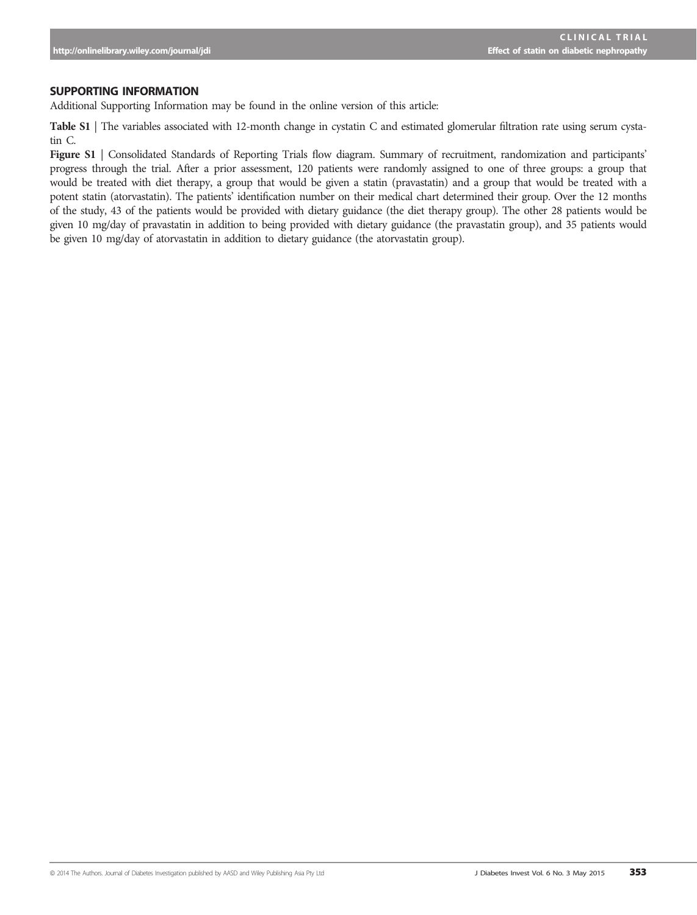## SUPPORTING INFORMATION

Additional Supporting Information may be found in the online version of this article:

**Table S1** | The variables associated with 12-month change in cystatin C and estimated glomerular filtration rate using serum cystatin C.

**Figure S1** | Consolidated Standards of Reporting Trials flow diagram. Summary of recruitment, randomization and participants' progress through the trial. After a prior assessment, 120 patients were randomly assigned to one of three groups: a group that would be treated with diet therapy, a group that would be given a statin (pravastatin) and a group that would be treated with a potent statin (atorvastatin). The patients' identification number on their medical chart determined their group. Over the 12 months of the study, 43 of the patients would be provided with dietary guidance (the diet therapy group). The other 28 patients would be given 10 mg/day of pravastatin in addition to being provided with dietary guidance (the pravastatin group), and 35 patients would be given 10 mg/day of atorvastatin in addition to dietary guidance (the atorvastatin group).